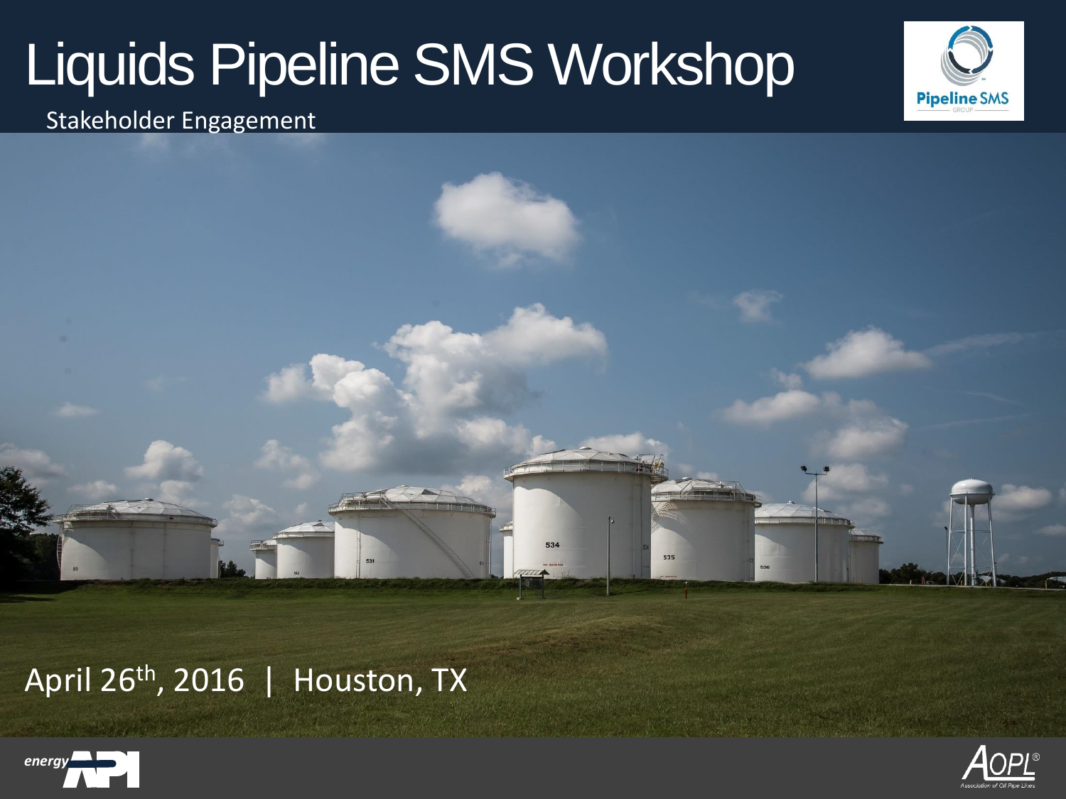# Liquids Pipeline SMS Workshop

Stakeholder Engagement

April 26th, 2016 | Houston, TX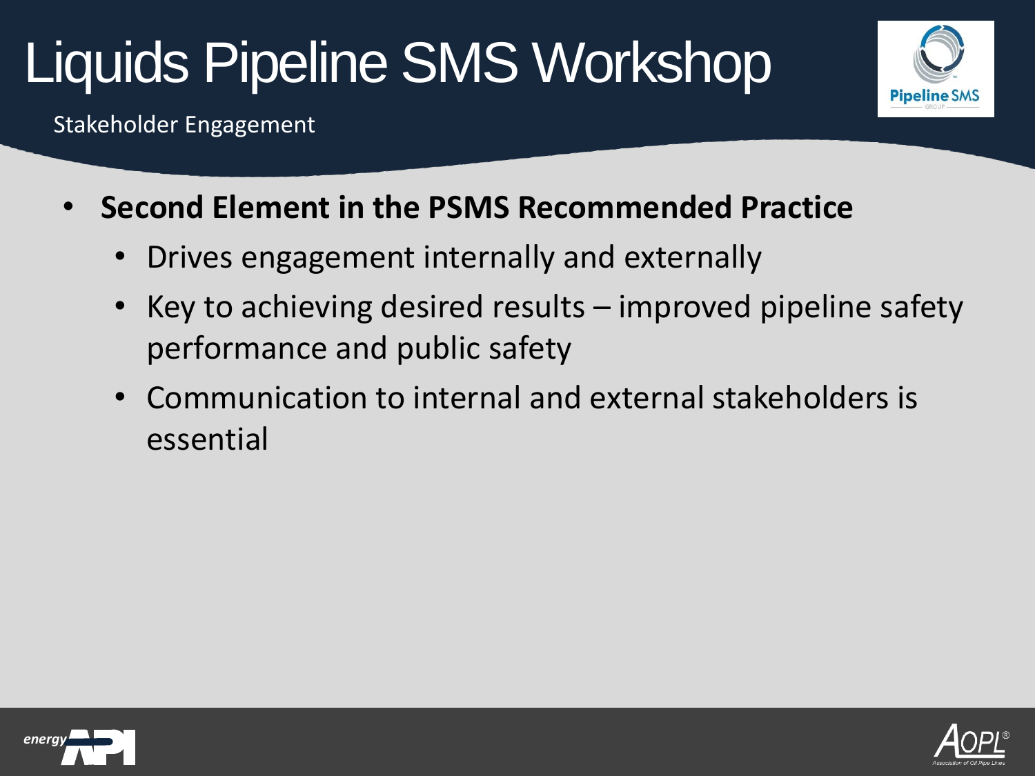# Liquids Pipeline SMS Workshop

Stakeholder Engagement

- **Second Element in the PSMS Recommended Practice**
  - Drives engagement internally and externally
  - Key to achieving desired results – improved pipeline safety performance and public safety
  - Communication to internal and external stakeholders is essential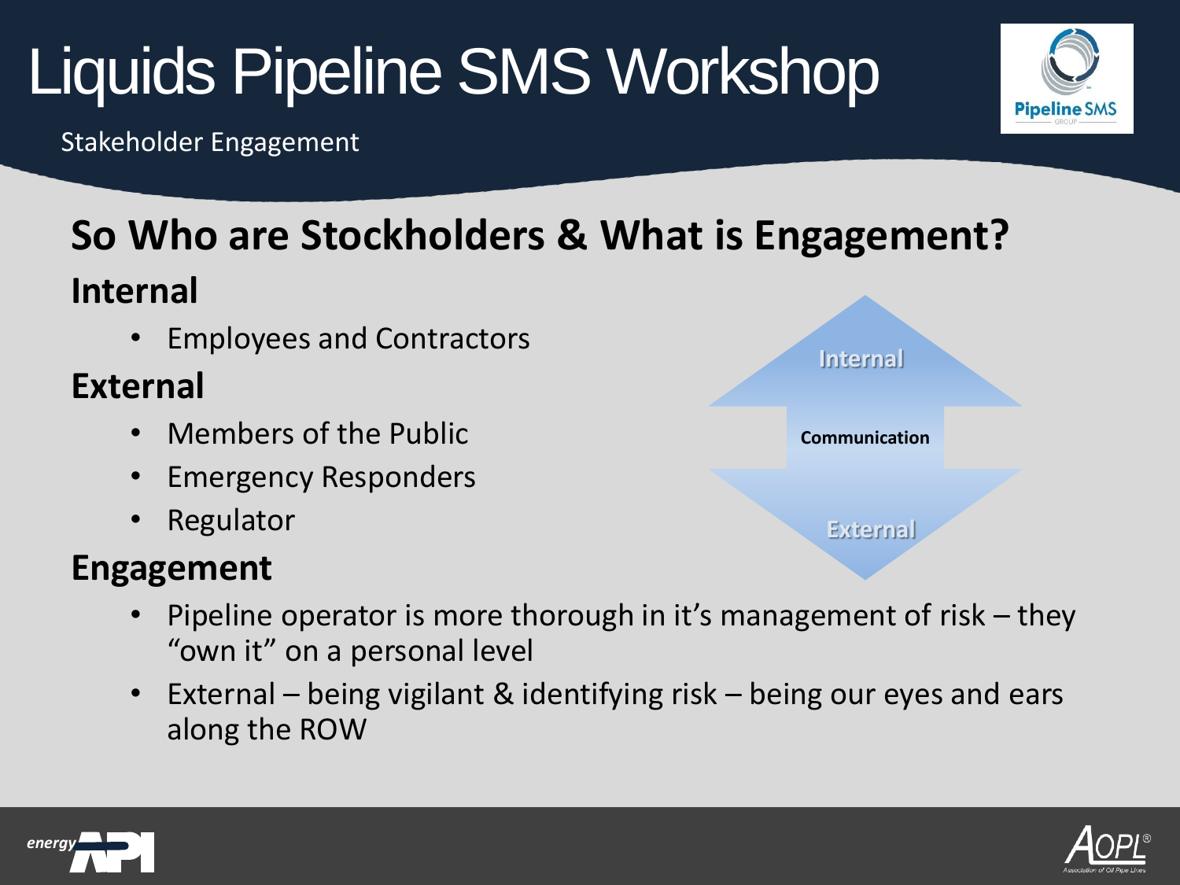# Liquids Pipeline SMS Workshop

Stakeholder Engagement

## So Who are Stockholders & What is Engagement?

### Internal

- Employees and Contractors

### External

- Members of the Public
- Emergency Responders
- Regulator

Internal

Communication

External

### Engagement

- Pipeline operator is more thorough in it's management of risk – they "own it" on a personal level
- External – being vigilant & identifying risk – being our eyes and ears along the ROW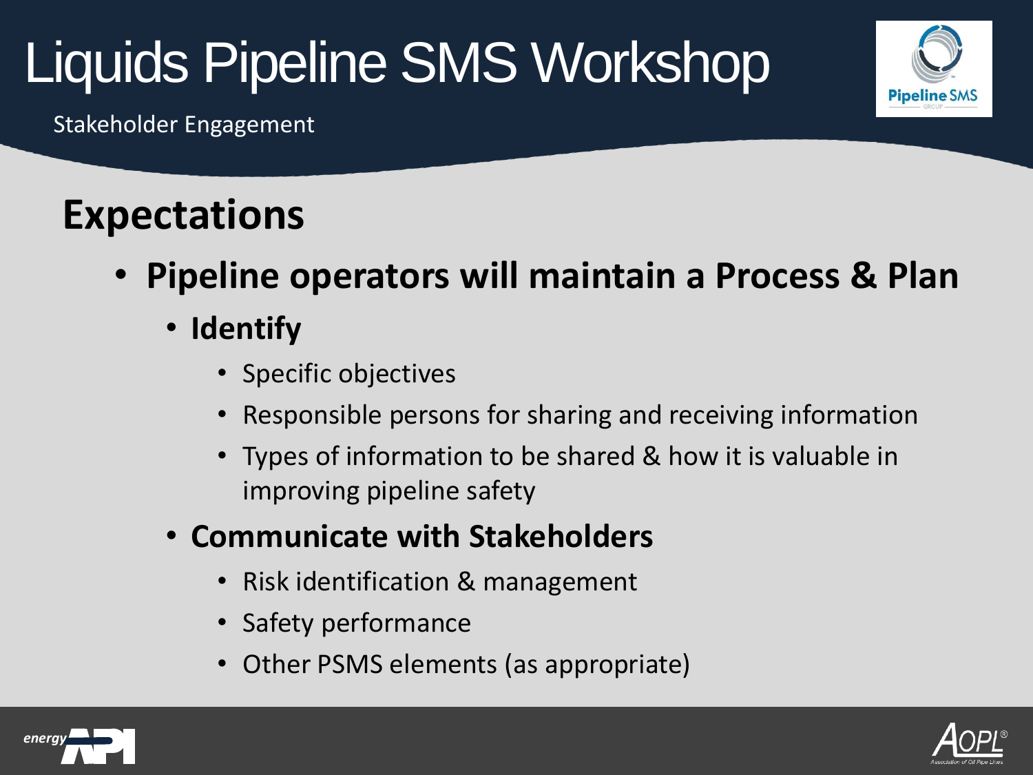# Liquids Pipeline SMS Workshop

Stakeholder Engagement

## Expectations

- **Pipeline operators will maintain a Process & Plan**
  - **Identify**
    - Specific objectives
    - Responsible persons for sharing and receiving information
    - Types of information to be shared & how it is valuable in improving pipeline safety
  - **Communicate with Stakeholders**
    - Risk identification & management
    - Safety performance
    - Other PSMS elements (as appropriate)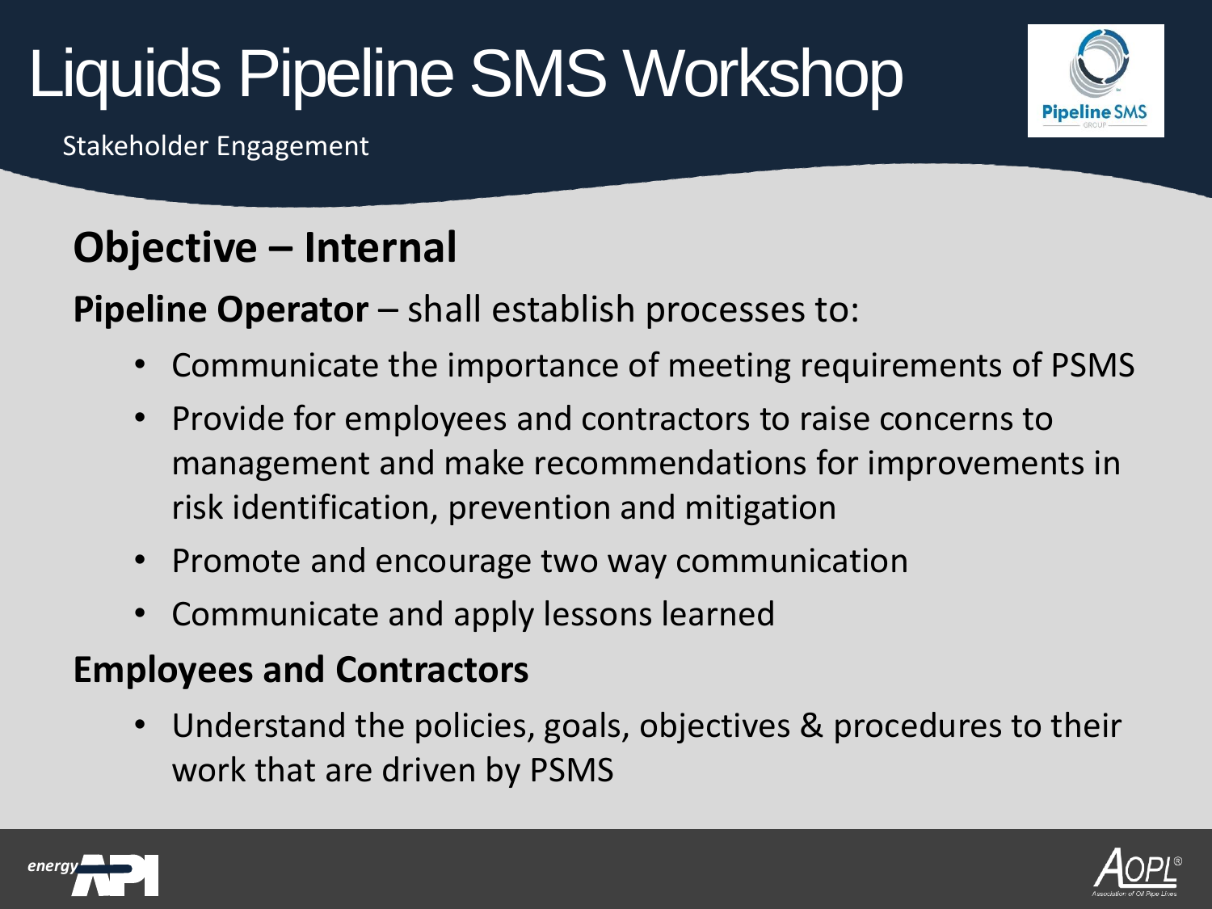# Liquids Pipeline SMS Workshop

Stakeholder Engagement

## Objective – Internal

**Pipeline Operator** – shall establish processes to:

- Communicate the importance of meeting requirements of PSMS
- Provide for employees and contractors to raise concerns to management and make recommendations for improvements in risk identification, prevention and mitigation
- Promote and encourage two way communication
- Communicate and apply lessons learned

**Employees and Contractors**

- Understand the policies, goals, objectives & procedures to their work that are driven by PSMS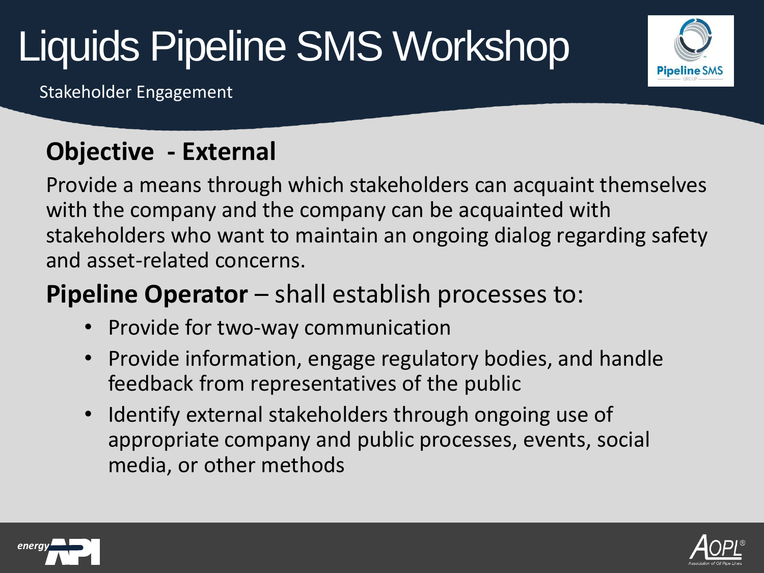# Liquids Pipeline SMS Workshop

Stakeholder Engagement

## Objective - External

Provide a means through which stakeholders can acquaint themselves with the company and the company can be acquainted with stakeholders who want to maintain an ongoing dialog regarding safety and asset-related concerns.

**Pipeline Operator** – shall establish processes to:

- Provide for two-way communication
- Provide information, engage regulatory bodies, and handle feedback from representatives of the public
- Identify external stakeholders through ongoing use of appropriate company and public processes, events, social media, or other methods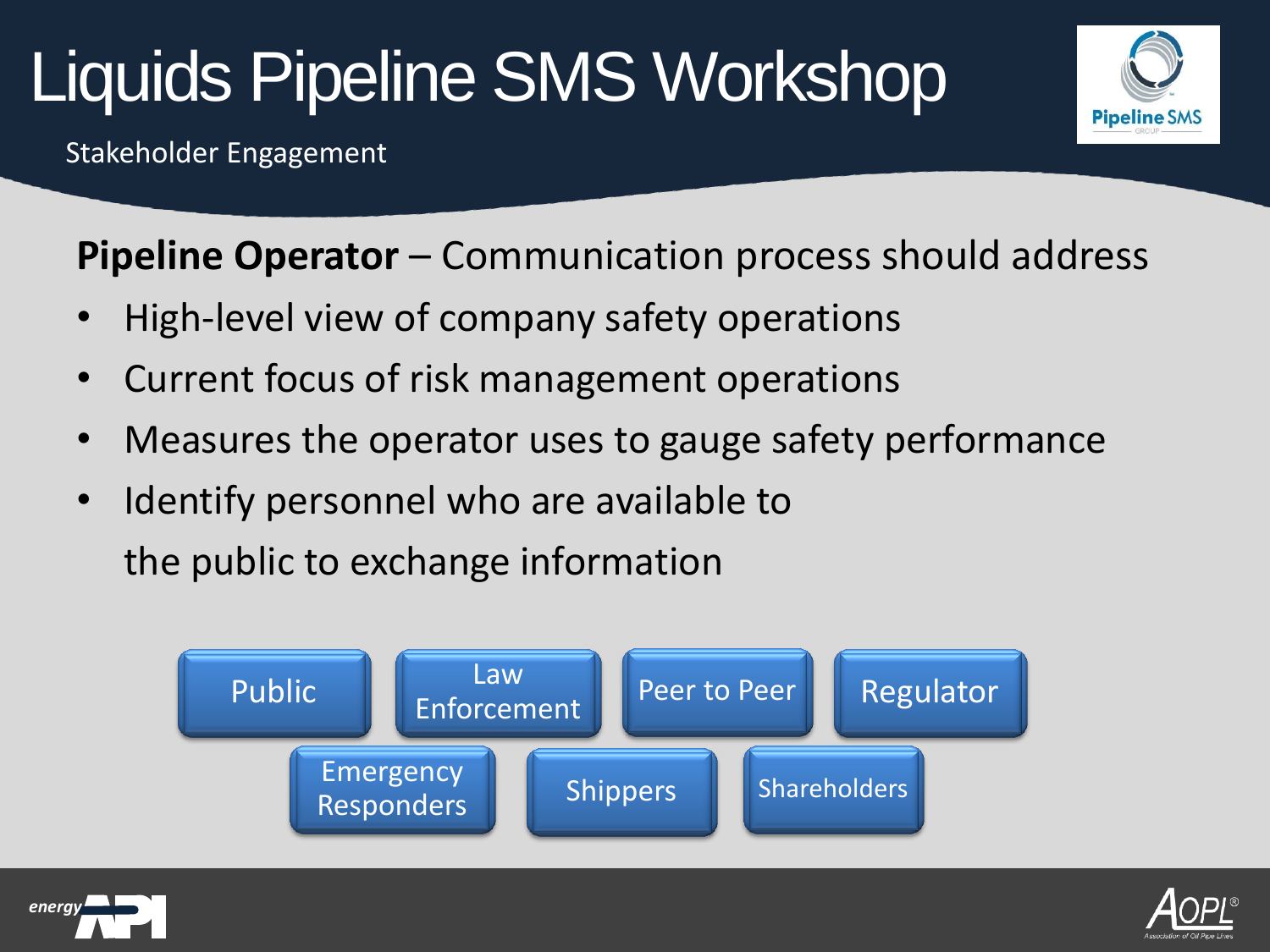# Liquids Pipeline SMS Workshop

Stakeholder Engagement

**Pipeline Operator** – Communication process should address

- High-level view of company safety operations
- Current focus of risk management operations
- Measures the operator uses to gauge safety performance
- Identify personnel who are available to the public to exchange information

Public | Law Enforcement | Peer to Peer | Regulator

Emergency Responders | Shippers | Shareholders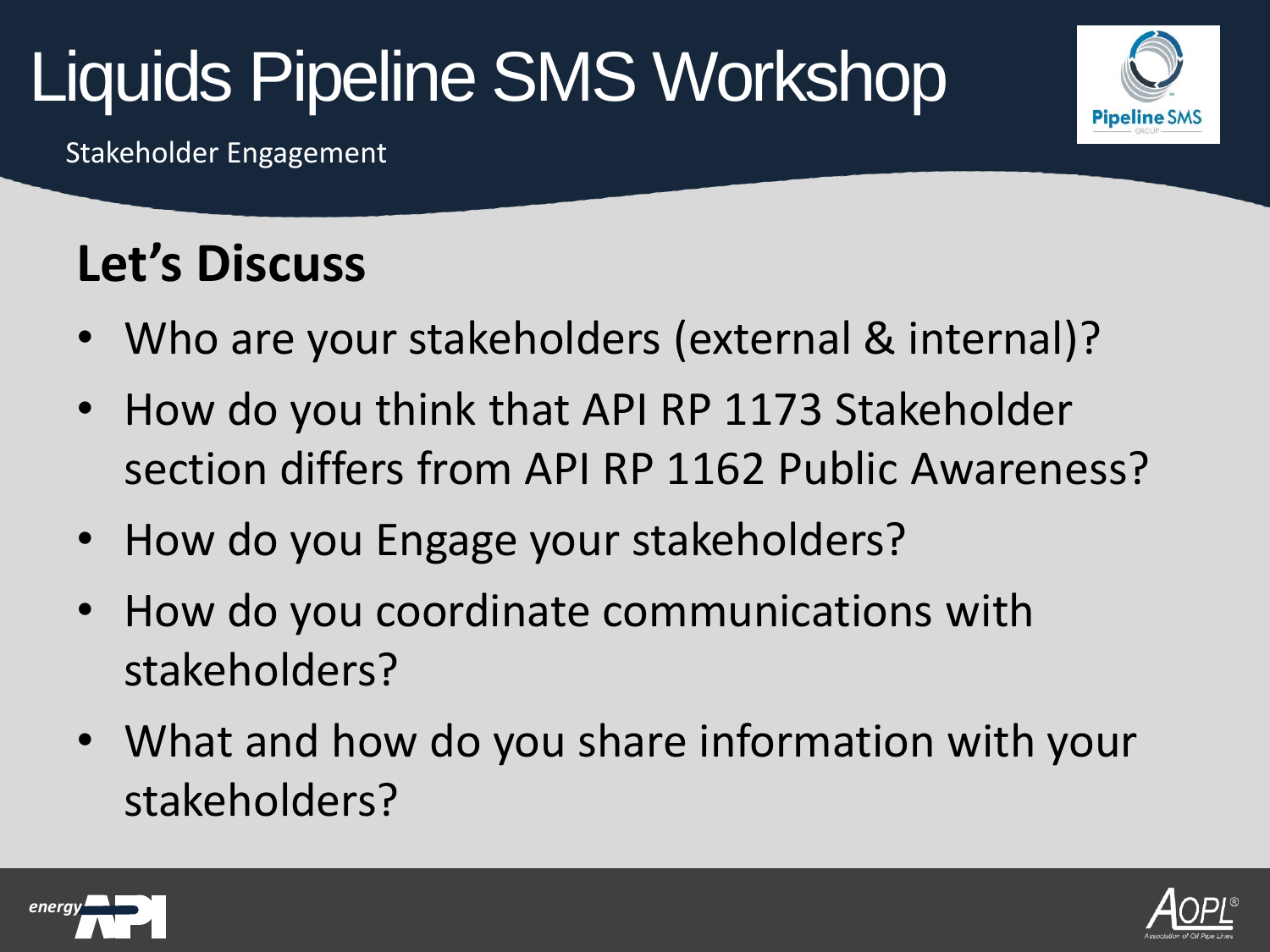# Liquids Pipeline SMS Workshop

Stakeholder Engagement

## Let's Discuss

- Who are your stakeholders (external & internal)?
- How do you think that API RP 1173 Stakeholder section differs from API RP 1162 Public Awareness?
- How do you Engage your stakeholders?
- How do you coordinate communications with stakeholders?
- What and how do you share information with your stakeholders?